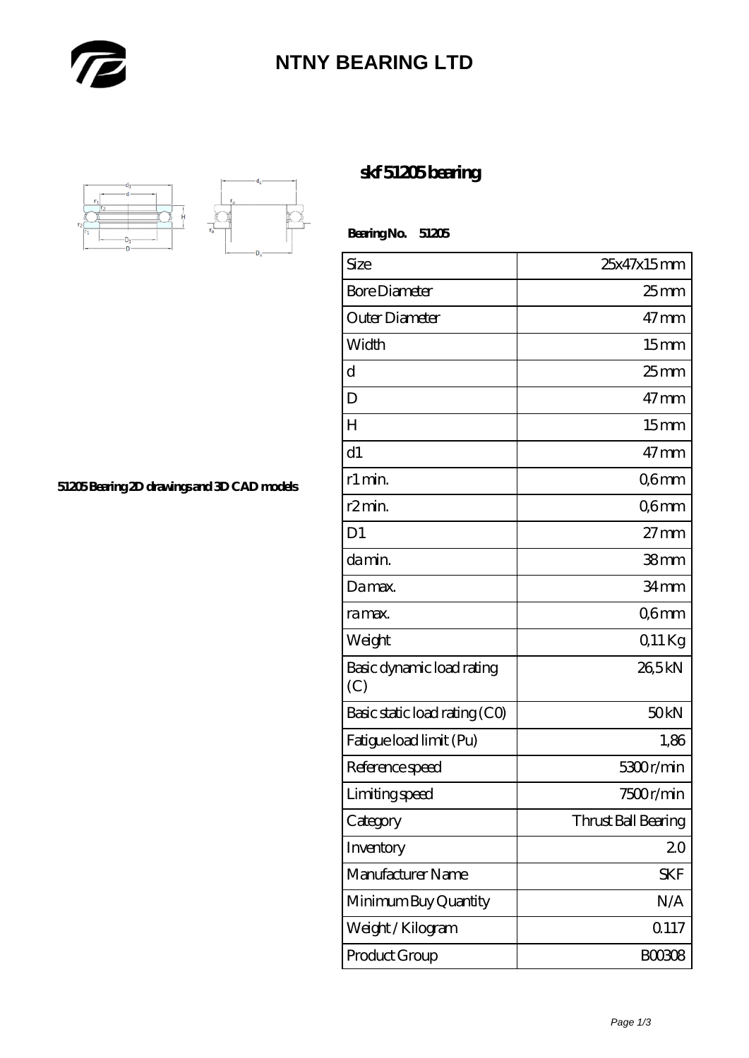# NTNY BEARING LTD

## skf 51205 bearing

51205 Bearing 2D drawings and 3D CAD models

**Bearing No. 51205**

| Size | 25x47x15 mm |
|---|---|
| Bore Diameter | 25 mm |
| Outer Diameter | 47 mm |
| Width | 15 mm |
| d | 25 mm |
| D | 47 mm |
| H | 15 mm |
| d1 | 47 mm |
| r1 min. | 0,6 mm |
| r2 min. | 0,6 mm |
| D1 | 27 mm |
| da min. | 38 mm |
| Da max. | 34 mm |
| ra max. | 0,6 mm |
| Weight | 0,11 Kg |
| Basic dynamic load rating (C) | 26,5 kN |
| Basic static load rating (C0) | 50 kN |
| Fatigue load limit (Pu) | 1,86 |
| Reference speed | 5300 r/min |
| Limiting speed | 7500 r/min |
| Category | Thrust Ball Bearing |
| Inventory | 2.0 |
| Manufacturer Name | SKF |
| Minimum Buy Quantity | N/A |
| Weight / Kilogram | 0.117 |
| Product Group | B00308 |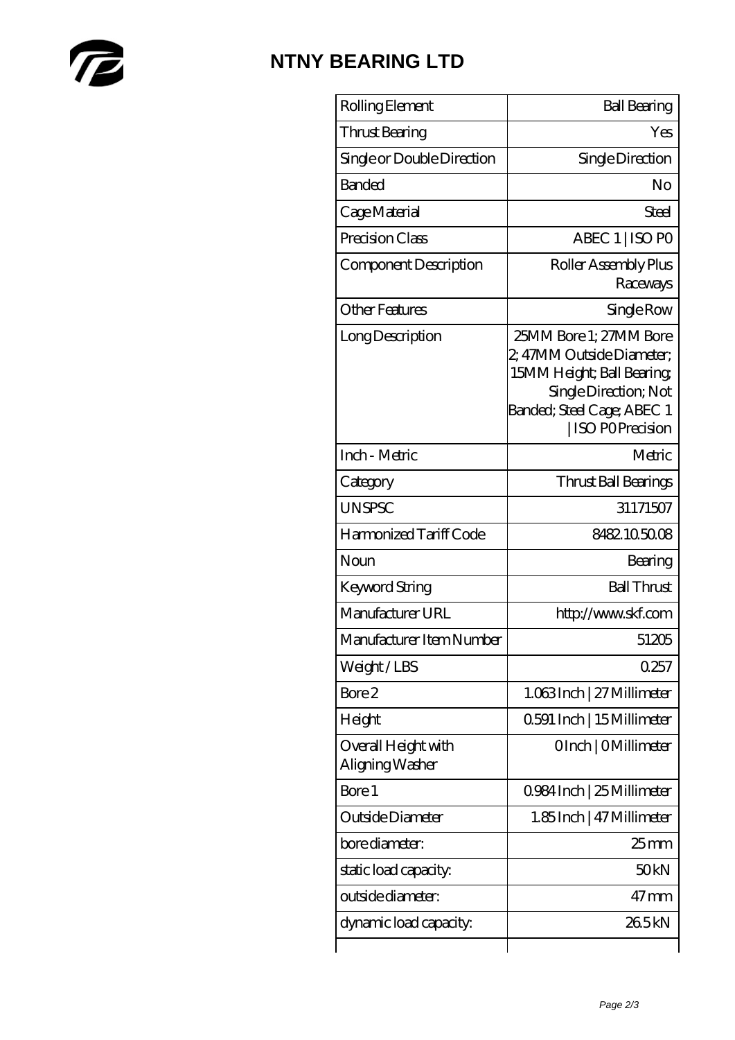# NTNY BEARING LTD

| Rolling Element | Ball Bearing |
| --- | --- |
| Thrust Bearing | Yes |
| Single or Double Direction | Single Direction |
| Banded | No |
| Cage Material | Steel |
| Precision Class | ABEC 1 \| ISO P0 |
| Component Description | Roller Assembly Plus Raceways |
| Other Features | Single Row |
| Long Description | 25MM Bore 1; 27MM Bore 2; 47MM Outside Diameter; 15MM Height; Ball Bearing; Single Direction; Not Banded; Steel Cage; ABEC 1 \| ISO P0 Precision |
| Inch - Metric | Metric |
| Category | Thrust Ball Bearings |
| UNSPSC | 31171507 |
| Harmonized Tariff Code | 8482.10.50.08 |
| Noun | Bearing |
| Keyword String | Ball Thrust |
| Manufacturer URL | http://www.skf.com |
| Manufacturer Item Number | 51205 |
| Weight / LBS | 0.257 |
| Bore 2 | 1.063 Inch \| 27 Millimeter |
| Height | 0.591 Inch \| 15 Millimeter |
| Overall Height with Aligning Washer | 0 Inch \| 0 Millimeter |
| Bore 1 | 0.984 Inch \| 25 Millimeter |
| Outside Diameter | 1.85 Inch \| 47 Millimeter |
| bore diameter: | 25 mm |
| static load capacity: | 50 kN |
| outside diameter: | 47 mm |
| dynamic load capacity: | 26.5 kN |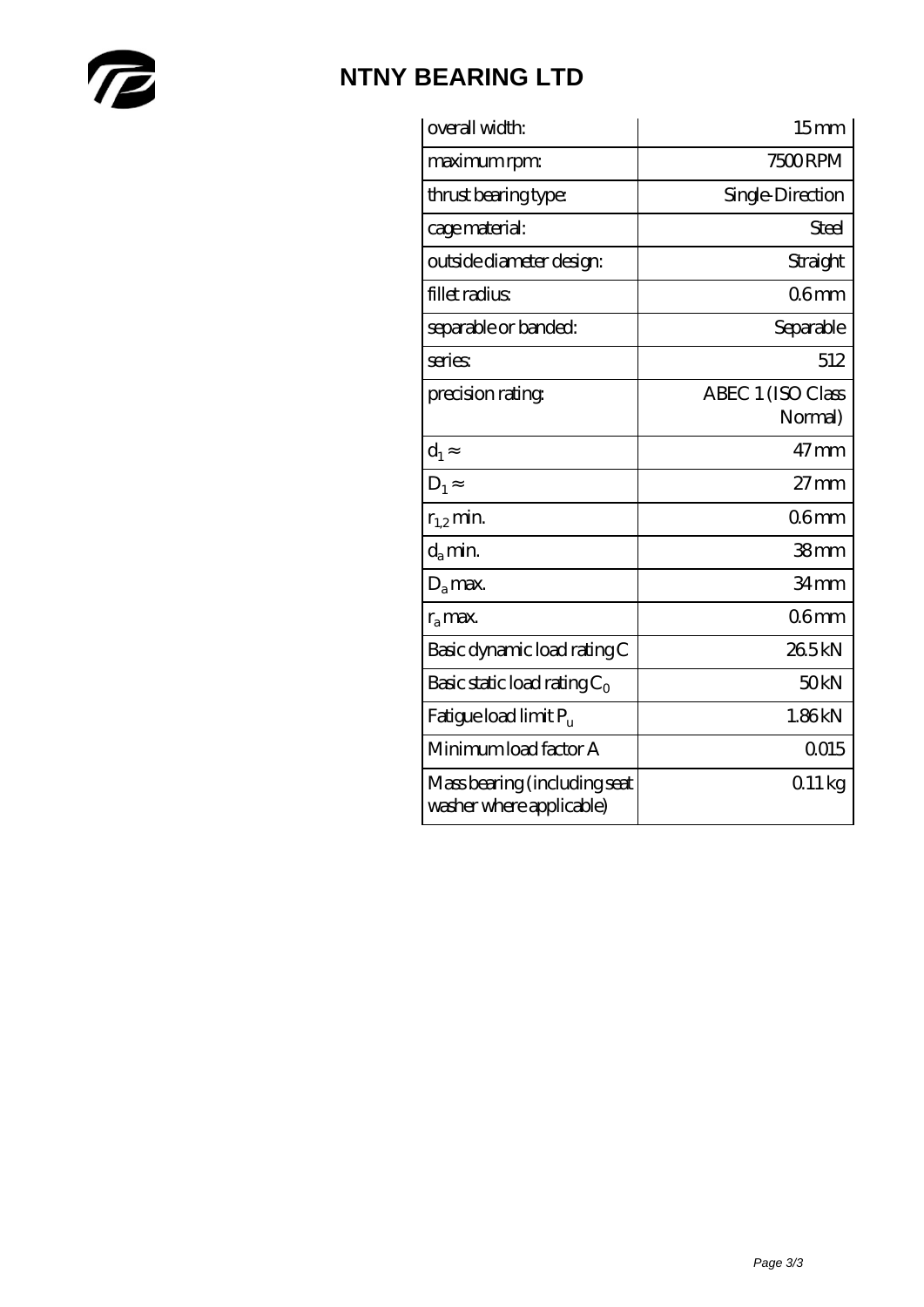# NTNY BEARING LTD

| | |
|---|---|
| overall width: | 15 mm |
| maximum rpm: | 7500 RPM |
| thrust bearing type: | Single-Direction |
| cage material: | Steel |
| outside diameter design: | Straight |
| fillet radius: | 0.6 mm |
| separable or banded: | Separable |
| series: | 512 |
| precision rating: | ABEC 1 (ISO Class Normal) |
| $d_1 \approx$ | 47 mm |
| $D_1 \approx$ | 27 mm |
| $r_{1,2}$ min. | 0.6 mm |
| $d_a$ min. | 38 mm |
| $D_a$ max. | 34 mm |
| $r_a$ max. | 0.6 mm |
| Basic dynamic load rating C | 26.5 kN |
| Basic static load rating $C_0$ | 50 kN |
| Fatigue load limit $P_u$ | 1.86 kN |
| Minimum load factor A | 0.015 |
| Mass bearing (including seat washer where applicable) | 0.11 kg |